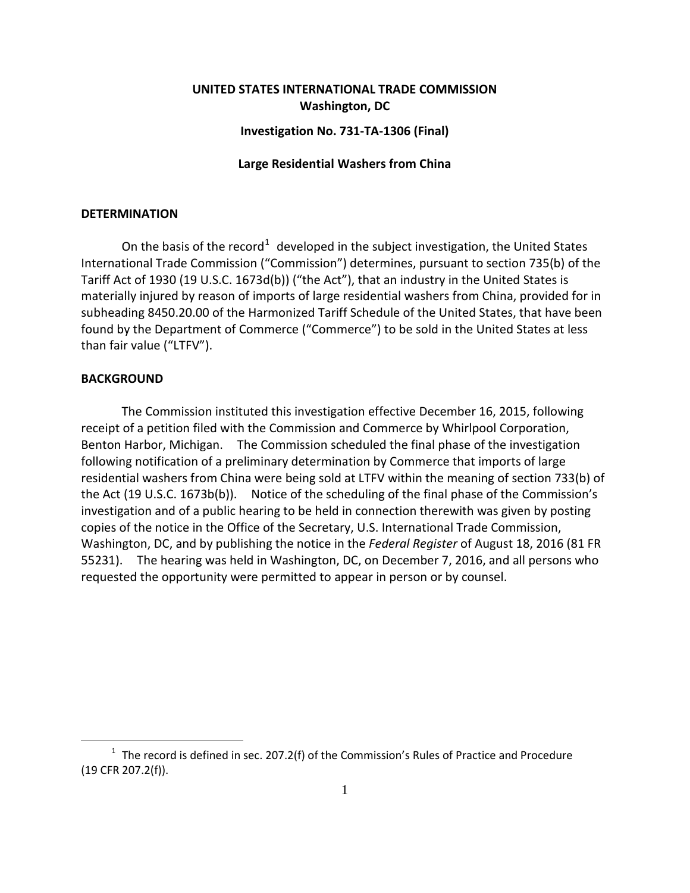**UNITED STATES INTERNATIONAL TRADE COMMISSION**
**Washington, DC**

**Investigation No. 731-TA-1306 (Final)**

**Large Residential Washers from China**

## DETERMINATION

On the basis of the record[1] developed in the subject investigation, the United States International Trade Commission ("Commission") determines, pursuant to section 735(b) of the Tariff Act of 1930 (19 U.S.C. 1673d(b)) ("the Act"), that an industry in the United States is materially injured by reason of imports of large residential washers from China, provided for in subheading 8450.20.00 of the Harmonized Tariff Schedule of the United States, that have been found by the Department of Commerce ("Commerce") to be sold in the United States at less than fair value ("LTFV").

## BACKGROUND

The Commission instituted this investigation effective December 16, 2015, following receipt of a petition filed with the Commission and Commerce by Whirlpool Corporation, Benton Harbor, Michigan. The Commission scheduled the final phase of the investigation following notification of a preliminary determination by Commerce that imports of large residential washers from China were being sold at LTFV within the meaning of section 733(b) of the Act (19 U.S.C. 1673b(b)). Notice of the scheduling of the final phase of the Commission's investigation and of a public hearing to be held in connection therewith was given by posting copies of the notice in the Office of the Secretary, U.S. International Trade Commission, Washington, DC, and by publishing the notice in the *Federal Register* of August 18, 2016 (81 FR 55231). The hearing was held in Washington, DC, on December 7, 2016, and all persons who requested the opportunity were permitted to appear in person or by counsel.

---

[1] The record is defined in sec. 207.2(f) of the Commission's Rules of Practice and Procedure (19 CFR 207.2(f)).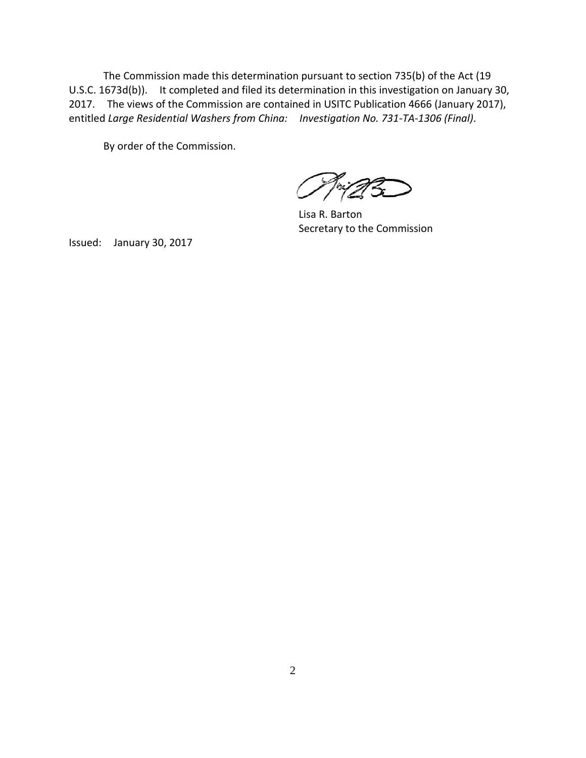The Commission made this determination pursuant to section 735(b) of the Act (19 U.S.C. 1673d(b)). It completed and filed its determination in this investigation on January 30, 2017. The views of the Commission are contained in USITC Publication 4666 (January 2017), entitled *Large Residential Washers from China: Investigation No. 731-TA-1306 (Final)*.

By order of the Commission.

Lisa R. Barton
Secretary to the Commission

Issued: January 30, 2017